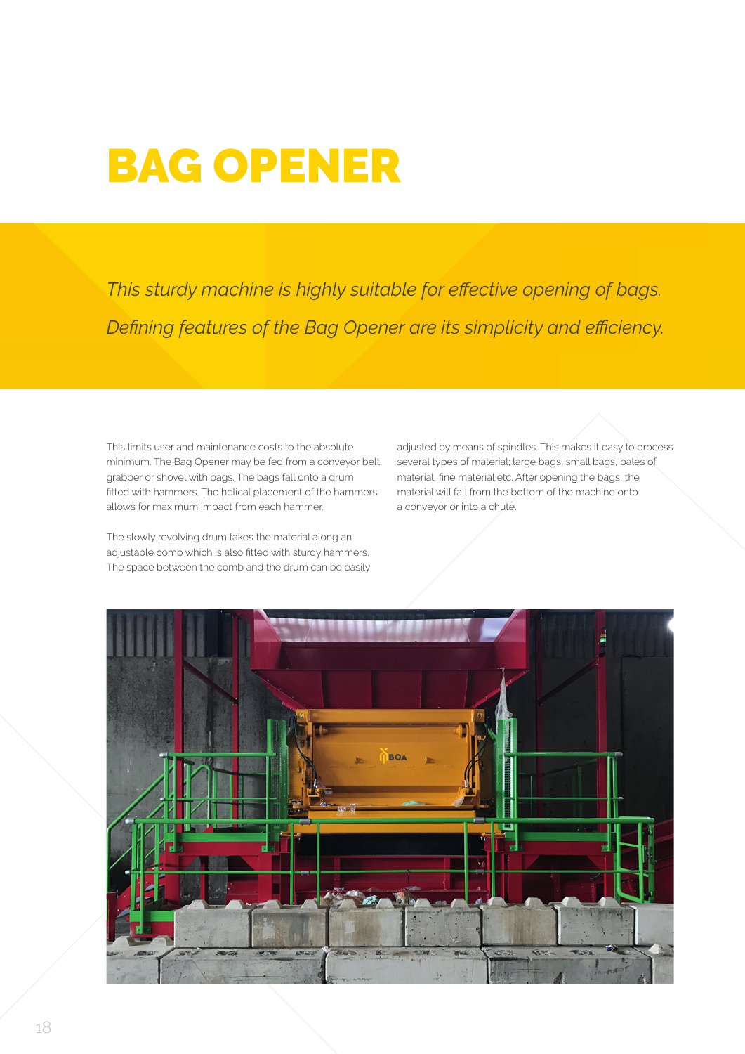# BAG OPENER

*This sturdy machine is highly suitable for effective opening of bags. Defining features of the Bag Opener are its simplicity and efficiency.*

This limits user and maintenance costs to the absolute minimum. The Bag Opener may be fed from a conveyor belt, grabber or shovel with bags. The bags fall onto a drum fitted with hammers. The helical placement of the hammers allows for maximum impact from each hammer.

The slowly revolving drum takes the material along an adjustable comb which is also fitted with sturdy hammers. The space between the comb and the drum can be easily adjusted by means of spindles. This makes it easy to process several types of material; large bags, small bags, bales of material, fine material etc. After opening the bags, the material will fall from the bottom of the machine onto a conveyor or into a chute.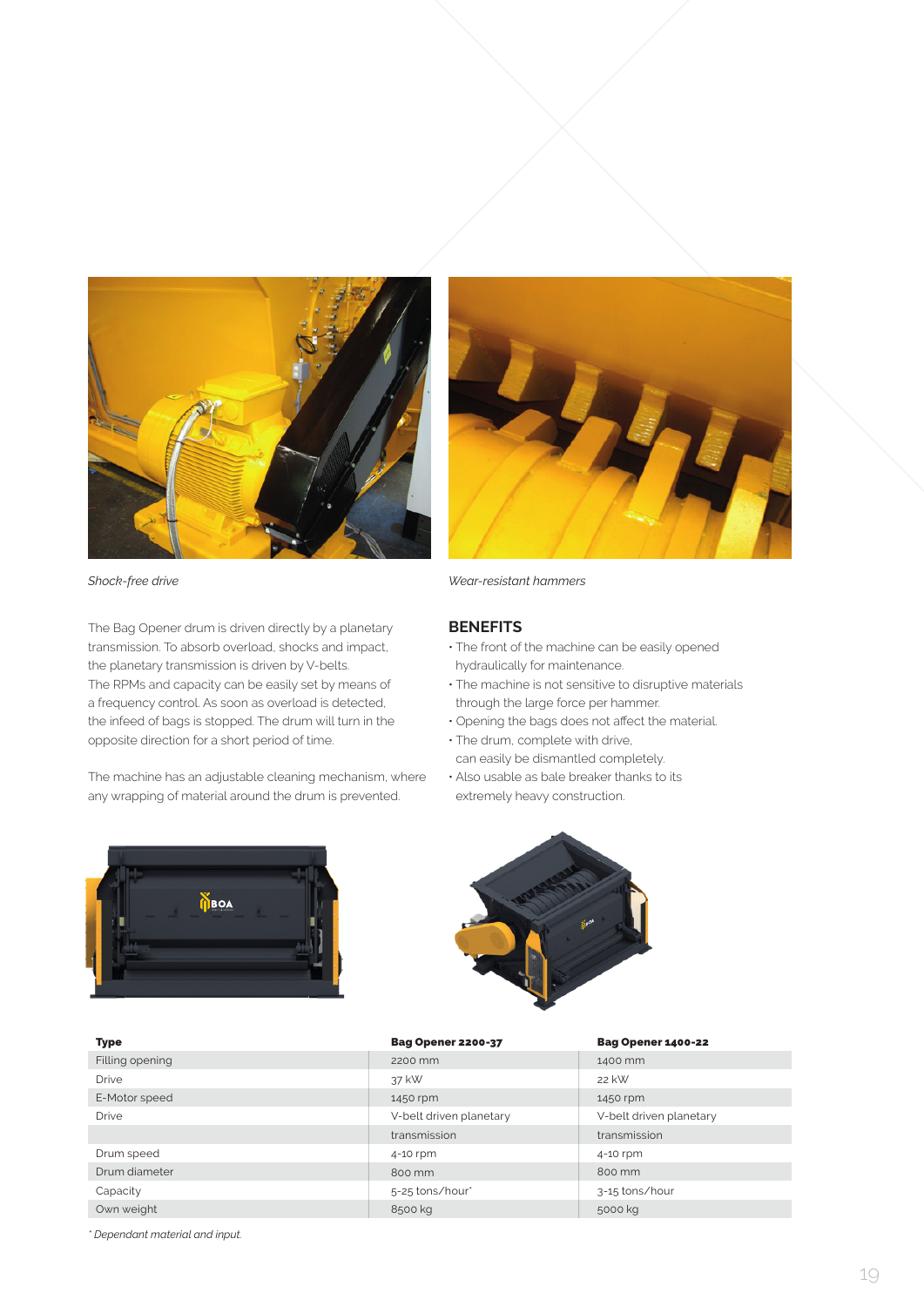*Shock-free drive*

*Wear-resistant hammers*

The Bag Opener drum is driven directly by a planetary transmission. To absorb overload, shocks and impact, the planetary transmission is driven by V-belts.
The RPMs and capacity can be easily set by means of a frequency control. As soon as overload is detected, the infeed of bags is stopped. The drum will turn in the opposite direction for a short period of time.

The machine has an adjustable cleaning mechanism, where any wrapping of material around the drum is prevented.

## BENEFITS

- The front of the machine can be easily opened hydraulically for maintenance.
- The machine is not sensitive to disruptive materials through the large force per hammer.
- Opening the bags does not affect the material.
- The drum, complete with drive, can easily be dismantled completely.
- Also usable as bale breaker thanks to its extremely heavy construction.

| **Type** | **Bag Opener 2200-37** | **Bag Opener 1400-22** |
|---|---|---|
| Filling opening | 2200 mm | 1400 mm |
| Drive | 37 kW | 22 kW |
| E-Motor speed | 1450 rpm | 1450 rpm |
| Drive | V-belt driven planetary transmission | V-belt driven planetary transmission |
| Drum speed | 4-10 rpm | 4-10 rpm |
| Drum diameter | 800 mm | 800 mm |
| Capacity | 5-25 tons/hour* | 3-15 tons/hour |
| Own weight | 8500 kg | 5000 kg |

*\* Dependant material and input.*